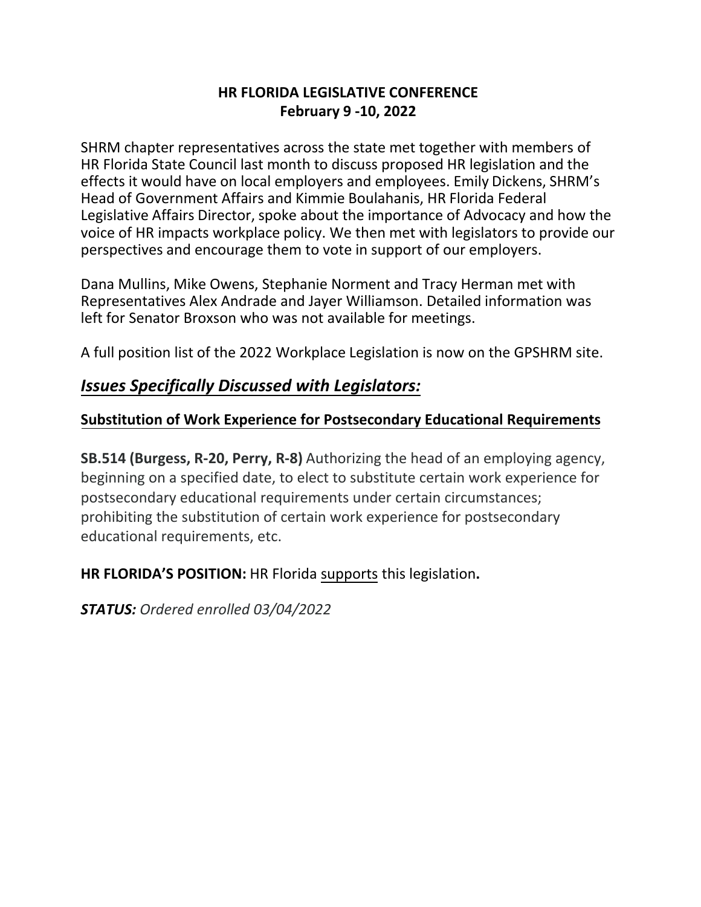# HR FLORIDA LEGISLATIVE CONFERENCE
## February 9 -10, 2022

SHRM chapter representatives across the state met together with members of HR Florida State Council last month to discuss proposed HR legislation and the effects it would have on local employers and employees. Emily Dickens, SHRM's Head of Government Affairs and Kimmie Boulahanis, HR Florida Federal Legislative Affairs Director, spoke about the importance of Advocacy and how the voice of HR impacts workplace policy. We then met with legislators to provide our perspectives and encourage them to vote in support of our employers.

Dana Mullins, Mike Owens, Stephanie Norment and Tracy Herman met with Representatives Alex Andrade and Jayer Williamson. Detailed information was left for Senator Broxson who was not available for meetings.

A full position list of the 2022 Workplace Legislation is now on the GPSHRM site.

## ***Issues Specifically Discussed with Legislators:***

### Substitution of Work Experience for Postsecondary Educational Requirements

**SB.514 (Burgess, R-20, Perry, R-8)** Authorizing the head of an employing agency, beginning on a specified date, to elect to substitute certain work experience for postsecondary educational requirements under certain circumstances; prohibiting the substitution of certain work experience for postsecondary educational requirements, etc.

**HR FLORIDA'S POSITION:** HR Florida supports this legislation**.**

***STATUS:*** *Ordered enrolled 03/04/2022*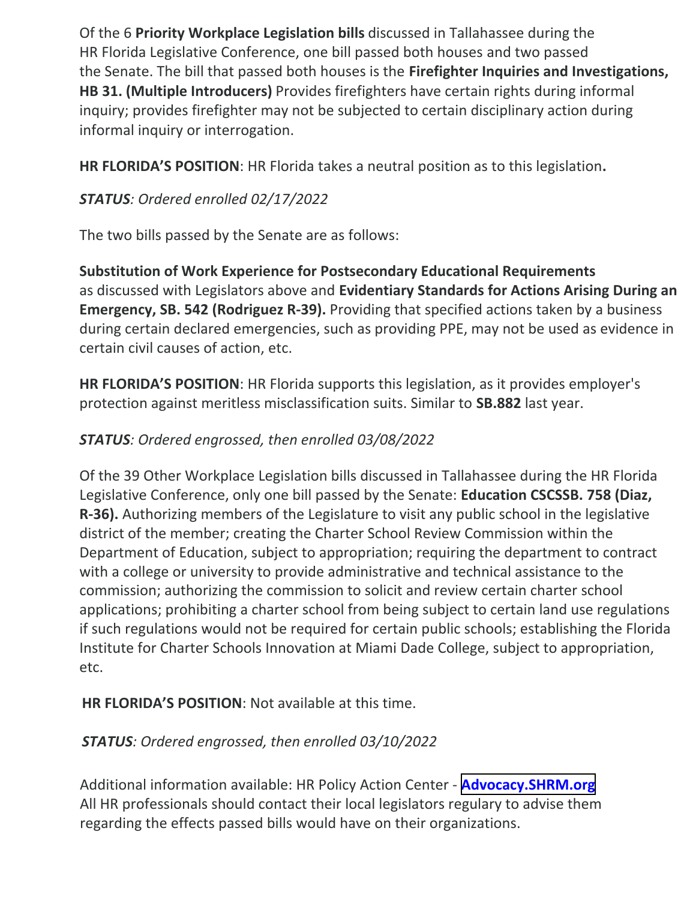Of the 6 **Priority Workplace Legislation bills** discussed in Tallahassee during the HR Florida Legislative Conference, one bill passed both houses and two passed the Senate. The bill that passed both houses is the **Firefighter Inquiries and Investigations, HB 31. (Multiple Introducers)** Provides firefighters have certain rights during informal inquiry; provides firefighter may not be subjected to certain disciplinary action during informal inquiry or interrogation.

**HR FLORIDA'S POSITION**: HR Florida takes a neutral position as to this legislation**.**

***STATUS****: Ordered enrolled 02/17/2022*

The two bills passed by the Senate are as follows:

**Substitution of Work Experience for Postsecondary Educational Requirements** as discussed with Legislators above and **Evidentiary Standards for Actions Arising During an Emergency, SB. 542 (Rodriguez R-39).** Providing that specified actions taken by a business during certain declared emergencies, such as providing PPE, may not be used as evidence in certain civil causes of action, etc.

**HR FLORIDA'S POSITION**: HR Florida supports this legislation, as it provides employer's protection against meritless misclassification suits. Similar to **SB.882** last year.

***STATUS****: Ordered engrossed, then enrolled 03/08/2022*

Of the 39 Other Workplace Legislation bills discussed in Tallahassee during the HR Florida Legislative Conference, only one bill passed by the Senate: **Education CSCSSB. 758 (Diaz, R-36).** Authorizing members of the Legislature to visit any public school in the legislative district of the member; creating the Charter School Review Commission within the Department of Education, subject to appropriation; requiring the department to contract with a college or university to provide administrative and technical assistance to the commission; authorizing the commission to solicit and review certain charter school applications; prohibiting a charter school from being subject to certain land use regulations if such regulations would not be required for certain public schools; establishing the Florida Institute for Charter Schools Innovation at Miami Dade College, subject to appropriation, etc.

**HR FLORIDA'S POSITION**: Not available at this time.

***STATUS****: Ordered engrossed, then enrolled 03/10/2022*

Additional information available: HR Policy Action Center - **Advocacy.SHRM.org**
All HR professionals should contact their local legislators regulary to advise them regarding the effects passed bills would have on their organizations.